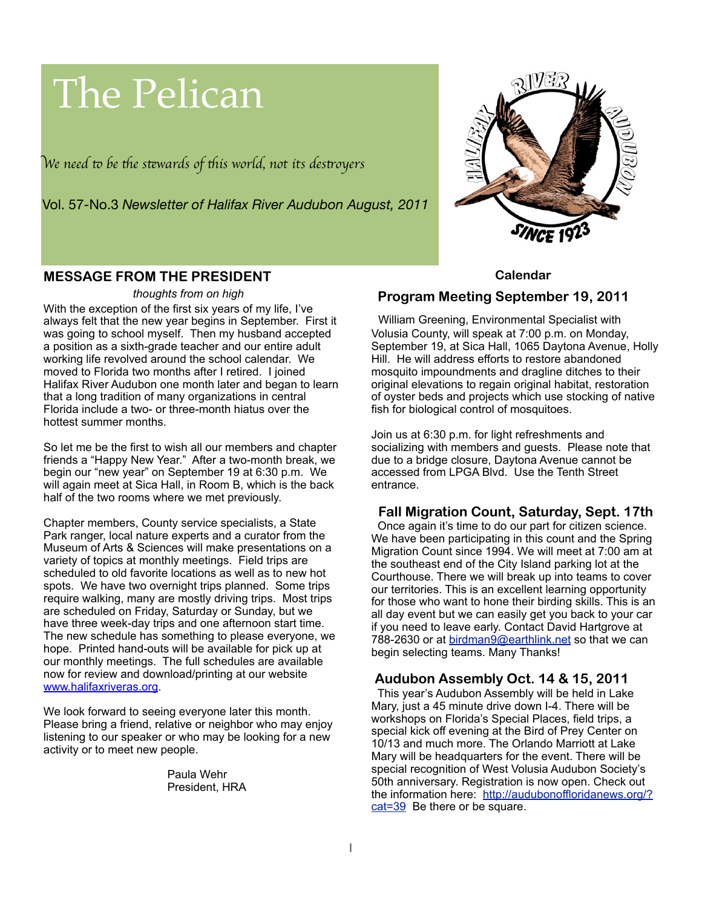# The Pelican

*We need to be the stewards of this world, not its destroyers*

Vol. 57-No.3 *Newsletter of Halifax River Audubon August, 2011*

## MESSAGE FROM THE PRESIDENT

*thoughts from on high*

With the exception of the first six years of my life, I've always felt that the new year begins in September. First it was going to school myself. Then my husband accepted a position as a sixth-grade teacher and our entire adult working life revolved around the school calendar. We moved to Florida two months after I retired. I joined Halifax River Audubon one month later and began to learn that a long tradition of many organizations in central Florida include a two- or three-month hiatus over the hottest summer months.

So let me be the first to wish all our members and chapter friends a "Happy New Year." After a two-month break, we begin our "new year" on September 19 at 6:30 p.m. We will again meet at Sica Hall, in Room B, which is the back half of the two rooms where we met previously.

Chapter members, County service specialists, a State Park ranger, local nature experts and a curator from the Museum of Arts & Sciences will make presentations on a variety of topics at monthly meetings. Field trips are scheduled to old favorite locations as well as to new hot spots. We have two overnight trips planned. Some trips require walking, many are mostly driving trips. Most trips are scheduled on Friday, Saturday or Sunday, but we have three week-day trips and one afternoon start time. The new schedule has something to please everyone, we hope. Printed hand-outs will be available for pick up at our monthly meetings. The full schedules are available now for review and download/printing at our website www.halifaxriveras.org.

We look forward to seeing everyone later this month. Please bring a friend, relative or neighbor who may enjoy listening to our speaker or who may be looking for a new activity or to meet new people.

Paula Wehr
President, HRA

## Calendar

### Program Meeting September 19, 2011

William Greening, Environmental Specialist with Volusia County, will speak at 7:00 p.m. on Monday, September 19, at Sica Hall, 1065 Daytona Avenue, Holly Hill. He will address efforts to restore abandoned mosquito impoundments and dragline ditches to their original elevations to regain original habitat, restoration of oyster beds and projects which use stocking of native fish for biological control of mosquitoes.

Join us at 6:30 p.m. for light refreshments and socializing with members and guests. Please note that due to a bridge closure, Daytona Avenue cannot be accessed from LPGA Blvd. Use the Tenth Street entrance.

### Fall Migration Count, Saturday, Sept. 17th

Once again it's time to do our part for citizen science. We have been participating in this count and the Spring Migration Count since 1994. We will meet at 7:00 am at the southeast end of the City Island parking lot at the Courthouse. There we will break up into teams to cover our territories. This is an excellent learning opportunity for those who want to hone their birding skills. This is an all day event but we can easily get you back to your car if you need to leave early. Contact David Hartgrove at 788-2630 or at birdman9@earthlink.net so that we can begin selecting teams. Many Thanks!

### Audubon Assembly Oct. 14 & 15, 2011

This year's Audubon Assembly will be held in Lake Mary, just a 45 minute drive down I-4. There will be workshops on Florida's Special Places, field trips, a special kick off evening at the Bird of Prey Center on 10/13 and much more. The Orlando Marriott at Lake Mary will be headquarters for the event. There will be special recognition of West Volusia Audubon Society's 50th anniversary. Registration is now open. Check out the information here: http://audubonoffloridanews.org/?cat=39 Be there or be square.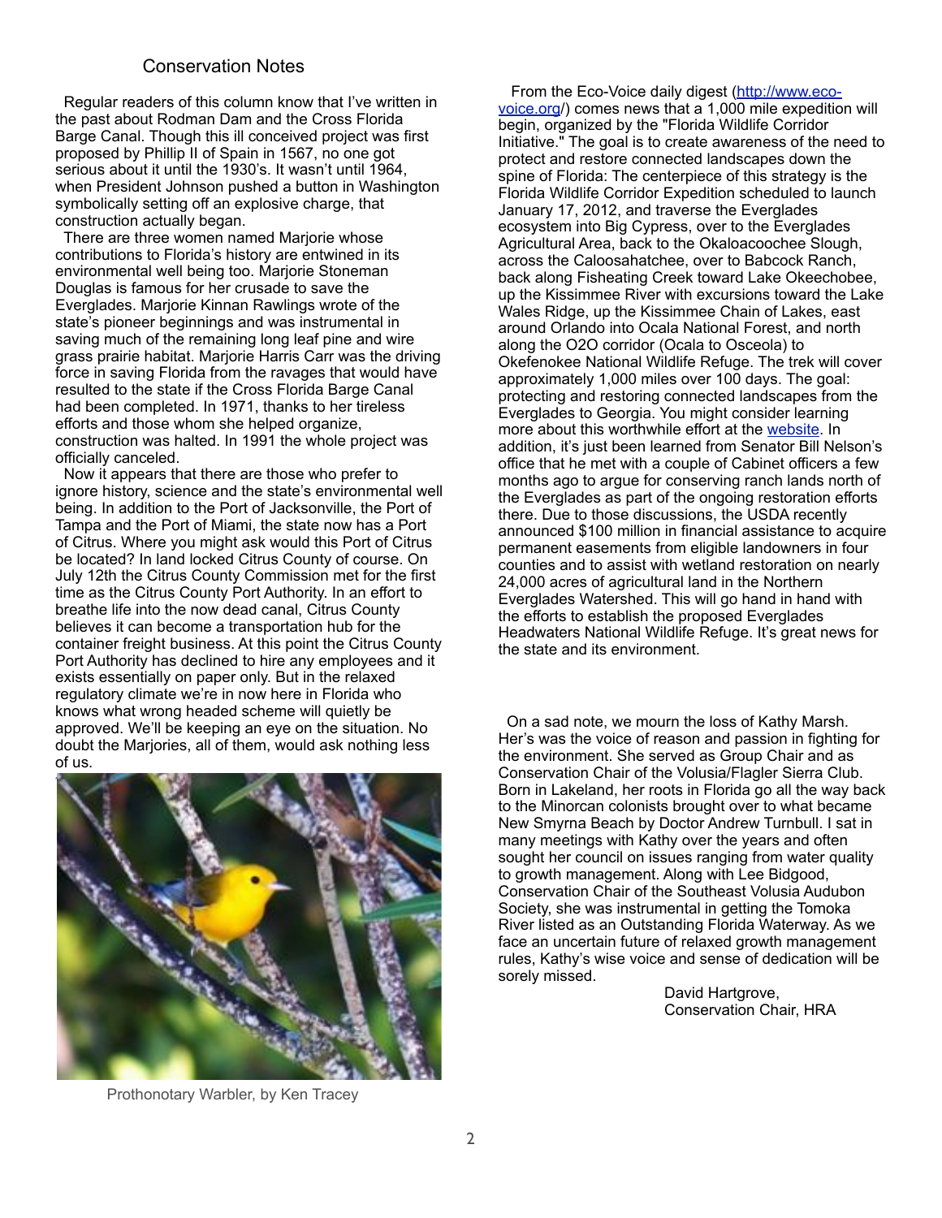## Conservation Notes

Regular readers of this column know that I've written in the past about Rodman Dam and the Cross Florida Barge Canal. Though this ill conceived project was first proposed by Phillip II of Spain in 1567, no one got serious about it until the 1930's. It wasn't until 1964, when President Johnson pushed a button in Washington symbolically setting off an explosive charge, that construction actually began.

There are three women named Marjorie whose contributions to Florida's history are entwined in its environmental well being too. Marjorie Stoneman Douglas is famous for her crusade to save the Everglades. Marjorie Kinnan Rawlings wrote of the state's pioneer beginnings and was instrumental in saving much of the remaining long leaf pine and wire grass prairie habitat. Marjorie Harris Carr was the driving force in saving Florida from the ravages that would have resulted to the state if the Cross Florida Barge Canal had been completed. In 1971, thanks to her tireless efforts and those whom she helped organize, construction was halted. In 1991 the whole project was officially canceled.

Now it appears that there are those who prefer to ignore history, science and the state's environmental well being. In addition to the Port of Jacksonville, the Port of Tampa and the Port of Miami, the state now has a Port of Citrus. Where you might ask would this Port of Citrus be located? In land locked Citrus County of course. On July 12th the Citrus County Commission met for the first time as the Citrus County Port Authority. In an effort to breathe life into the now dead canal, Citrus County believes it can become a transportation hub for the container freight business. At this point the Citrus County Port Authority has declined to hire any employees and it exists essentially on paper only. But in the relaxed regulatory climate we're in now here in Florida who knows what wrong headed scheme will quietly be approved. We'll be keeping an eye on the situation. No doubt the Marjories, all of them, would ask nothing less of us.

Prothonotary Warbler, by Ken Tracey

From the Eco-Voice daily digest (http://www.eco-voice.org/) comes news that a 1,000 mile expedition will begin, organized by the "Florida Wildlife Corridor Initiative." The goal is to create awareness of the need to protect and restore connected landscapes down the spine of Florida: The centerpiece of this strategy is the Florida Wildlife Corridor Expedition scheduled to launch January 17, 2012, and traverse the Everglades ecosystem into Big Cypress, over to the Everglades Agricultural Area, back to the Okaloacoochee Slough, across the Caloosahatchee, over to Babcock Ranch, back along Fisheating Creek toward Lake Okeechobee, up the Kissimmee River with excursions toward the Lake Wales Ridge, up the Kissimmee Chain of Lakes, east around Orlando into Ocala National Forest, and north along the O2O corridor (Ocala to Osceola) to Okefenokee National Wildlife Refuge. The trek will cover approximately 1,000 miles over 100 days. The goal: protecting and restoring connected landscapes from the Everglades to Georgia. You might consider learning more about this worthwhile effort at the website. In addition, it's just been learned from Senator Bill Nelson's office that he met with a couple of Cabinet officers a few months ago to argue for conserving ranch lands north of the Everglades as part of the ongoing restoration efforts there. Due to those discussions, the USDA recently announced $100 million in financial assistance to acquire permanent easements from eligible landowners in four counties and to assist with wetland restoration on nearly 24,000 acres of agricultural land in the Northern Everglades Watershed. This will go hand in hand with the efforts to establish the proposed Everglades Headwaters National Wildlife Refuge. It's great news for the state and its environment.

On a sad note, we mourn the loss of Kathy Marsh. Her's was the voice of reason and passion in fighting for the environment. She served as Group Chair and as Conservation Chair of the Volusia/Flagler Sierra Club. Born in Lakeland, her roots in Florida go all the way back to the Minorcan colonists brought over to what became New Smyrna Beach by Doctor Andrew Turnbull. I sat in many meetings with Kathy over the years and often sought her council on issues ranging from water quality to growth management. Along with Lee Bidgood, Conservation Chair of the Southeast Volusia Audubon Society, she was instrumental in getting the Tomoka River listed as an Outstanding Florida Waterway. As we face an uncertain future of relaxed growth management rules, Kathy's wise voice and sense of dedication will be sorely missed.

David Hartgrove,
Conservation Chair, HRA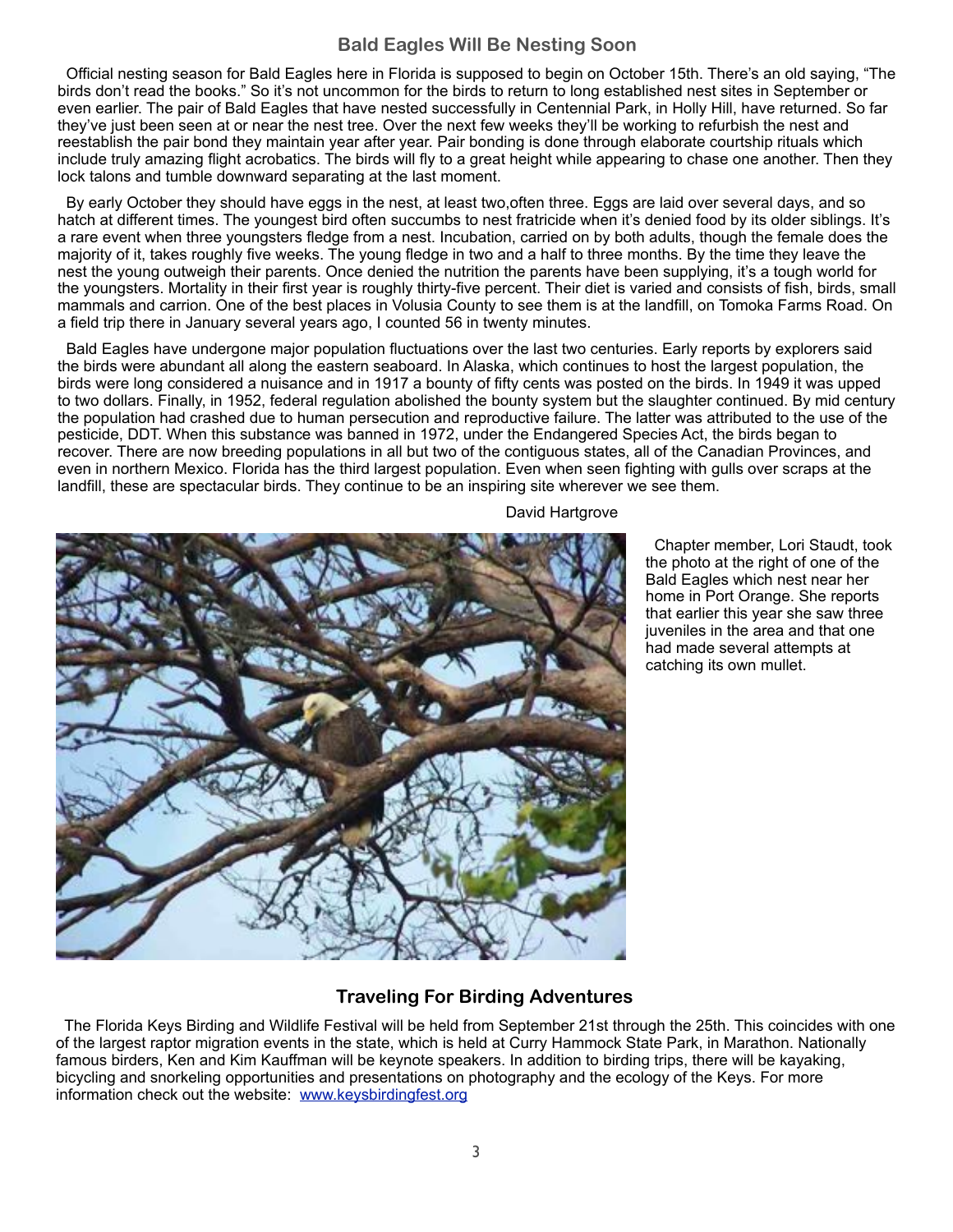## Bald Eagles Will Be Nesting Soon

Official nesting season for Bald Eagles here in Florida is supposed to begin on October 15th. There's an old saying, "The birds don't read the books." So it's not uncommon for the birds to return to long established nest sites in September or even earlier. The pair of Bald Eagles that have nested successfully in Centennial Park, in Holly Hill, have returned. So far they've just been seen at or near the nest tree. Over the next few weeks they'll be working to refurbish the nest and reestablish the pair bond they maintain year after year. Pair bonding is done through elaborate courtship rituals which include truly amazing flight acrobatics. The birds will fly to a great height while appearing to chase one another. Then they lock talons and tumble downward separating at the last moment.

By early October they should have eggs in the nest, at least two,often three. Eggs are laid over several days, and so hatch at different times. The youngest bird often succumbs to nest fratricide when it's denied food by its older siblings. It's a rare event when three youngsters fledge from a nest. Incubation, carried on by both adults, though the female does the majority of it, takes roughly five weeks. The young fledge in two and a half to three months. By the time they leave the nest the young outweigh their parents. Once denied the nutrition the parents have been supplying, it's a tough world for the youngsters. Mortality in their first year is roughly thirty-five percent. Their diet is varied and consists of fish, birds, small mammals and carrion. One of the best places in Volusia County to see them is at the landfill, on Tomoka Farms Road. On a field trip there in January several years ago, I counted 56 in twenty minutes.

Bald Eagles have undergone major population fluctuations over the last two centuries. Early reports by explorers said the birds were abundant all along the eastern seaboard. In Alaska, which continues to host the largest population, the birds were long considered a nuisance and in 1917 a bounty of fifty cents was posted on the birds. In 1949 it was upped to two dollars. Finally, in 1952, federal regulation abolished the bounty system but the slaughter continued. By mid century the population had crashed due to human persecution and reproductive failure. The latter was attributed to the use of the pesticide, DDT. When this substance was banned in 1972, under the Endangered Species Act, the birds began to recover. There are now breeding populations in all but two of the contiguous states, all of the Canadian Provinces, and even in northern Mexico. Florida has the third largest population. Even when seen fighting with gulls over scraps at the landfill, these are spectacular birds. They continue to be an inspiring site wherever we see them.

David Hartgrove

Chapter member, Lori Staudt, took the photo at the right of one of the Bald Eagles which nest near her home in Port Orange. She reports that earlier this year she saw three juveniles in the area and that one had made several attempts at catching its own mullet.

## Traveling For Birding Adventures

The Florida Keys Birding and Wildlife Festival will be held from September 21st through the 25th. This coincides with one of the largest raptor migration events in the state, which is held at Curry Hammock State Park, in Marathon. Nationally famous birders, Ken and Kim Kauffman will be keynote speakers. In addition to birding trips, there will be kayaking, bicycling and snorkeling opportunities and presentations on photography and the ecology of the Keys. For more information check out the website: [www.keysbirdingfest.org](http://www.keysbirdingfest.org)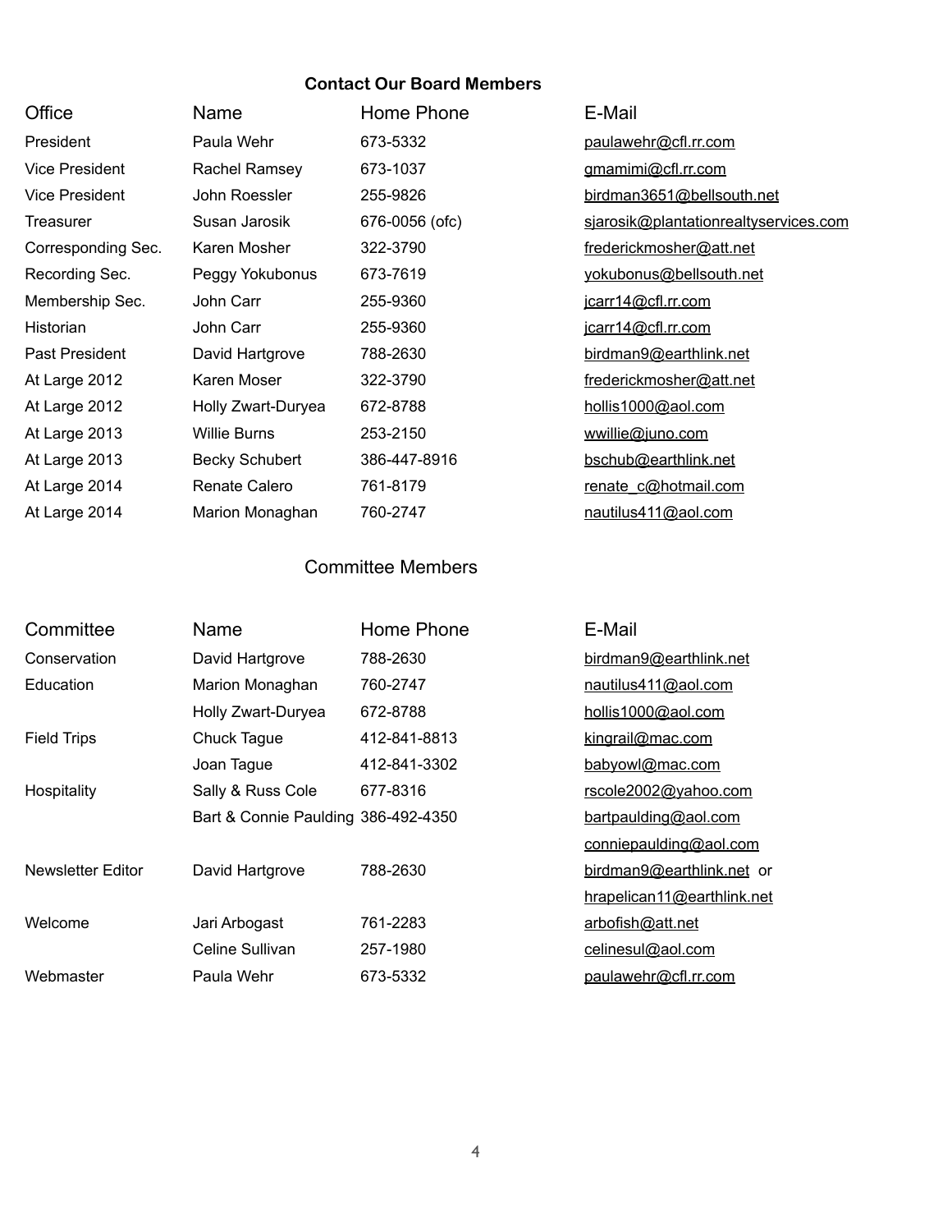## Contact Our Board Members

| Office | Name | Home Phone | E-Mail |
|---|---|---|---|
| President | Paula Wehr | 673-5332 | paulawehr@cfl.rr.com |
| Vice President | Rachel Ramsey | 673-1037 | gmamimi@cfl.rr.com |
| Vice President | John Roessler | 255-9826 | birdman3651@bellsouth.net |
| Treasurer | Susan Jarosik | 676-0056 (ofc) | sjarosik@plantationrealtyservices.com |
| Corresponding Sec. | Karen Mosher | 322-3790 | frederickmosher@att.net |
| Recording Sec. | Peggy Yokubonus | 673-7619 | yokubonus@bellsouth.net |
| Membership Sec. | John Carr | 255-9360 | jcarr14@cfl.rr.com |
| Historian | John Carr | 255-9360 | jcarr14@cfl.rr.com |
| Past President | David Hartgrove | 788-2630 | birdman9@earthlink.net |
| At Large 2012 | Karen Moser | 322-3790 | frederickmosher@att.net |
| At Large 2012 | Holly Zwart-Duryea | 672-8788 | hollis1000@aol.com |
| At Large 2013 | Willie Burns | 253-2150 | wwillie@juno.com |
| At Large 2013 | Becky Schubert | 386-447-8916 | bschub@earthlink.net |
| At Large 2014 | Renate Calero | 761-8179 | renate_c@hotmail.com |
| At Large 2014 | Marion Monaghan | 760-2747 | nautilus411@aol.com |

## Committee Members

| Committee | Name | Home Phone | E-Mail |
|---|---|---|---|
| Conservation | David Hartgrove | 788-2630 | birdman9@earthlink.net |
| Education | Marion Monaghan | 760-2747 | nautilus411@aol.com |
| | Holly Zwart-Duryea | 672-8788 | hollis1000@aol.com |
| Field Trips | Chuck Tague | 412-841-8813 | kingrail@mac.com |
| | Joan Tague | 412-841-3302 | babyowl@mac.com |
| Hospitality | Sally & Russ Cole | 677-8316 | rscole2002@yahoo.com |
| | Bart & Connie Paulding | 386-492-4350 | bartpaulding@aol.com |
| | | | conniepaulding@aol.com |
| Newsletter Editor | David Hartgrove | 788-2630 | birdman9@earthlink.net or |
| | | | hrapelican11@earthlink.net |
| Welcome | Jari Arbogast | 761-2283 | arbofish@att.net |
| | Celine Sullivan | 257-1980 | celinesul@aol.com |
| Webmaster | Paula Wehr | 673-5332 | paulawehr@cfl.rr.com |